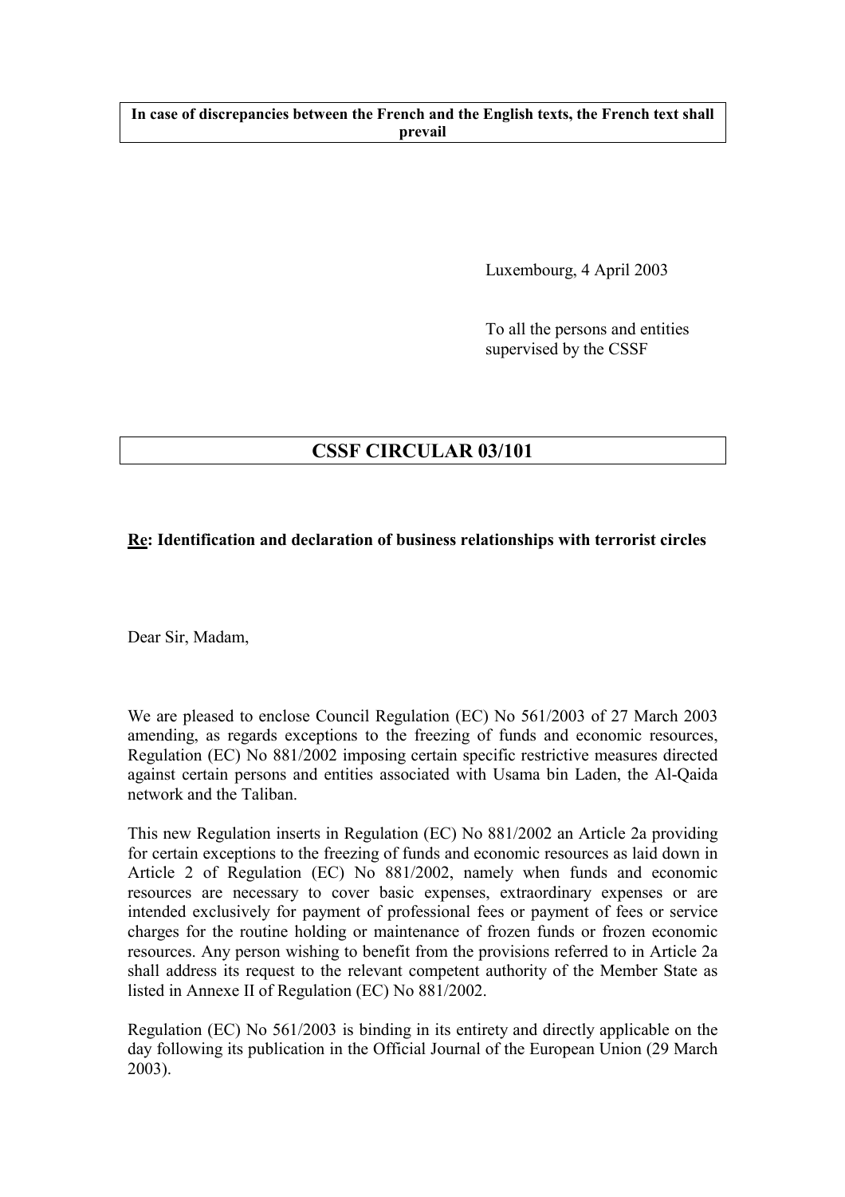**In case of discrepancies between the French and the English texts, the French text shall prevail**

Luxembourg, 4 April 2003

To all the persons and entities supervised by the CSSF

# CSSF CIRCULAR 03/101

**<u>Re</u>: Identification and declaration of business relationships with terrorist circles**

Dear Sir, Madam,

We are pleased to enclose Council Regulation (EC) No 561/2003 of 27 March 2003 amending, as regards exceptions to the freezing of funds and economic resources, Regulation (EC) No 881/2002 imposing certain specific restrictive measures directed against certain persons and entities associated with Usama bin Laden, the Al-Qaida network and the Taliban.

This new Regulation inserts in Regulation (EC) No 881/2002 an Article 2a providing for certain exceptions to the freezing of funds and economic resources as laid down in Article 2 of Regulation (EC) No 881/2002, namely when funds and economic resources are necessary to cover basic expenses, extraordinary expenses or are intended exclusively for payment of professional fees or payment of fees or service charges for the routine holding or maintenance of frozen funds or frozen economic resources. Any person wishing to benefit from the provisions referred to in Article 2a shall address its request to the relevant competent authority of the Member State as listed in Annexe II of Regulation (EC) No 881/2002.

Regulation (EC) No 561/2003 is binding in its entirety and directly applicable on the day following its publication in the Official Journal of the European Union (29 March 2003).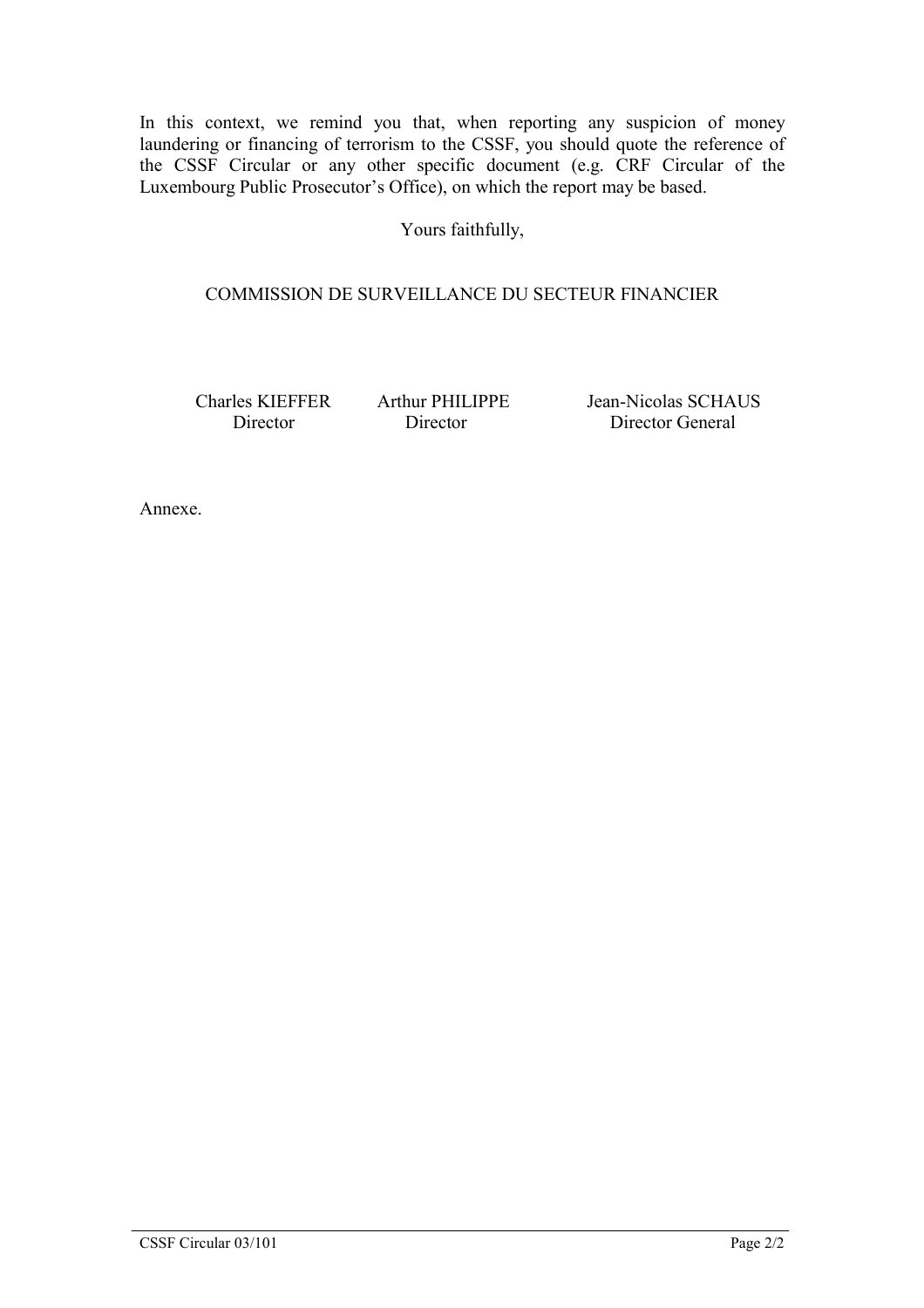In this context, we remind you that, when reporting any suspicion of money laundering or financing of terrorism to the CSSF, you should quote the reference of the CSSF Circular or any other specific document (e.g. CRF Circular of the Luxembourg Public Prosecutor's Office), on which the report may be based.

Yours faithfully,

COMMISSION DE SURVEILLANCE DU SECTEUR FINANCIER

| Charles KIEFFER | Arthur PHILIPPE | Jean-Nicolas SCHAUS |
| --- | --- | --- |
| Director | Director | Director General |

Annexe.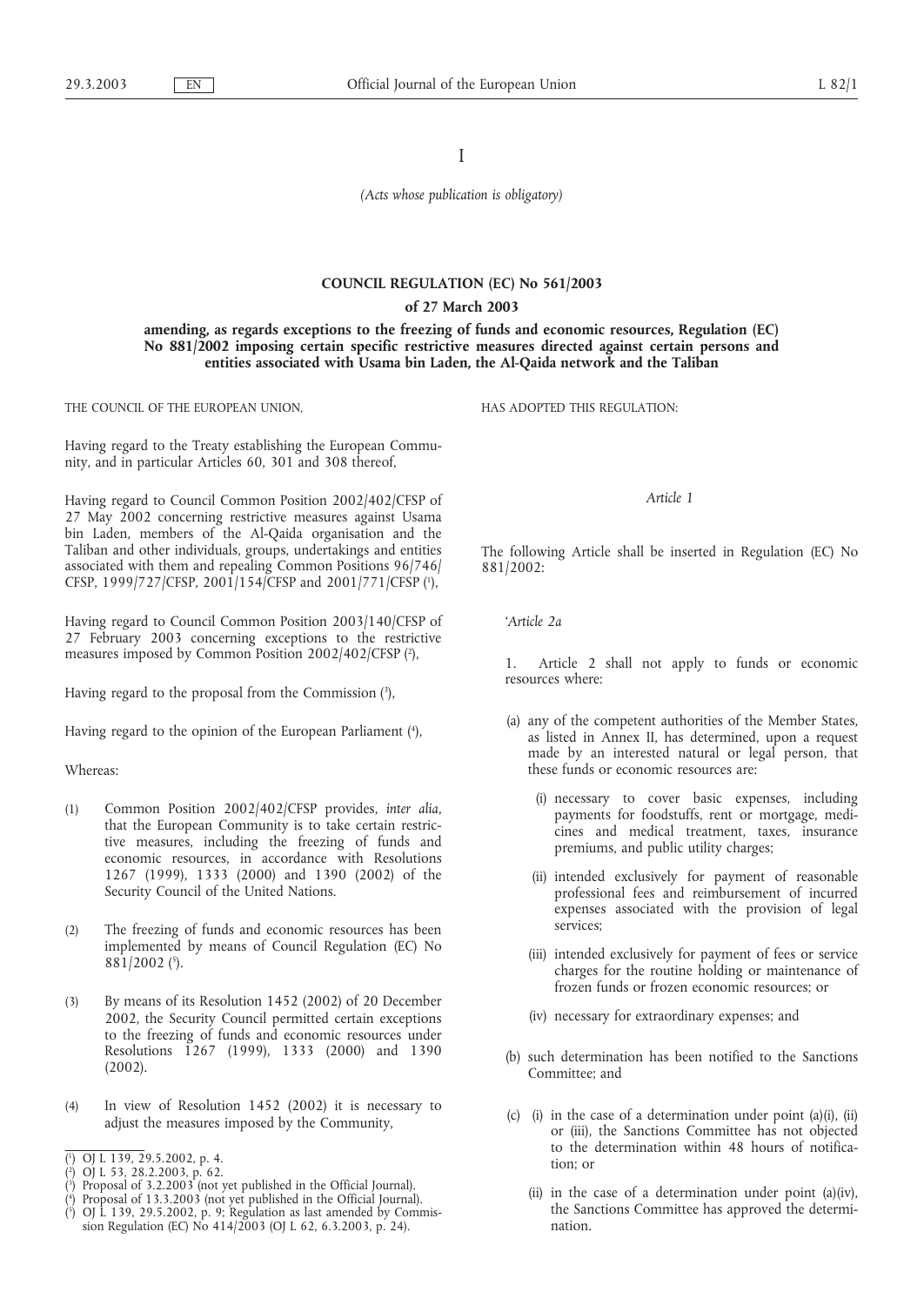I

*(Acts whose publication is obligatory)*

## COUNCIL REGULATION (EC) No 561/2003

### of 27 March 2003

### amending, as regards exceptions to the freezing of funds and economic resources, Regulation (EC) No 881/2002 imposing certain specific restrictive measures directed against certain persons and entities associated with Usama bin Laden, the Al-Qaida network and the Taliban

THE COUNCIL OF THE EUROPEAN UNION,

Having regard to the Treaty establishing the European Community, and in particular Articles 60, 301 and 308 thereof,

Having regard to Council Common Position 2002/402/CFSP of 27 May 2002 concerning restrictive measures against Usama bin Laden, members of the Al-Qaida organisation and the Taliban and other individuals, groups, undertakings and entities associated with them and repealing Common Positions 96/746/CFSP, 1999/727/CFSP, 2001/154/CFSP and 2001/771/CFSP [1],

Having regard to Council Common Position 2003/140/CFSP of 27 February 2003 concerning exceptions to the restrictive measures imposed by Common Position 2002/402/CFSP [2],

Having regard to the proposal from the Commission [3],

Having regard to the opinion of the European Parliament [4],

Whereas:

(1) Common Position 2002/402/CFSP provides, *inter alia*, that the European Community is to take certain restrictive measures, including the freezing of funds and economic resources, in accordance with Resolutions 1267 (1999), 1333 (2000) and 1390 (2002) of the Security Council of the United Nations.

(2) The freezing of funds and economic resources has been implemented by means of Council Regulation (EC) No 881/2002 [5].

(3) By means of its Resolution 1452 (2002) of 20 December 2002, the Security Council permitted certain exceptions to the freezing of funds and economic resources under Resolutions 1267 (1999), 1333 (2000) and 1390 (2002).

(4) In view of Resolution 1452 (2002) it is necessary to adjust the measures imposed by the Community,

HAS ADOPTED THIS REGULATION:

*Article 1*

The following Article shall be inserted in Regulation (EC) No 881/2002:

'*Article 2a*

1. Article 2 shall not apply to funds or economic resources where:

(a) any of the competent authorities of the Member States, as listed in Annex II, has determined, upon a request made by an interested natural or legal person, that these funds or economic resources are:

(i) necessary to cover basic expenses, including payments for foodstuffs, rent or mortgage, medicines and medical treatment, taxes, insurance premiums, and public utility charges;

(ii) intended exclusively for payment of reasonable professional fees and reimbursement of incurred expenses associated with the provision of legal services;

(iii) intended exclusively for payment of fees or service charges for the routine holding or maintenance of frozen funds or frozen economic resources; or

(iv) necessary for extraordinary expenses; and

(b) such determination has been notified to the Sanctions Committee; and

(c) (i) in the case of a determination under point (a)(i), (ii) or (iii), the Sanctions Committee has not objected to the determination within 48 hours of notification; or

(ii) in the case of a determination under point (a)(iv), the Sanctions Committee has approved the determination.

---

[1] OJ L 139, 29.5.2002, p. 4.

[2] OJ L 53, 28.2.2003, p. 62.

[3] Proposal of 3.2.2003 (not yet published in the Official Journal).

[4] Proposal of 13.3.2003 (not yet published in the Official Journal).

[5] OJ L 139, 29.5.2002, p. 9; Regulation as last amended by Commission Regulation (EC) No 414/2003 (OJ L 62, 6.3.2003, p. 24).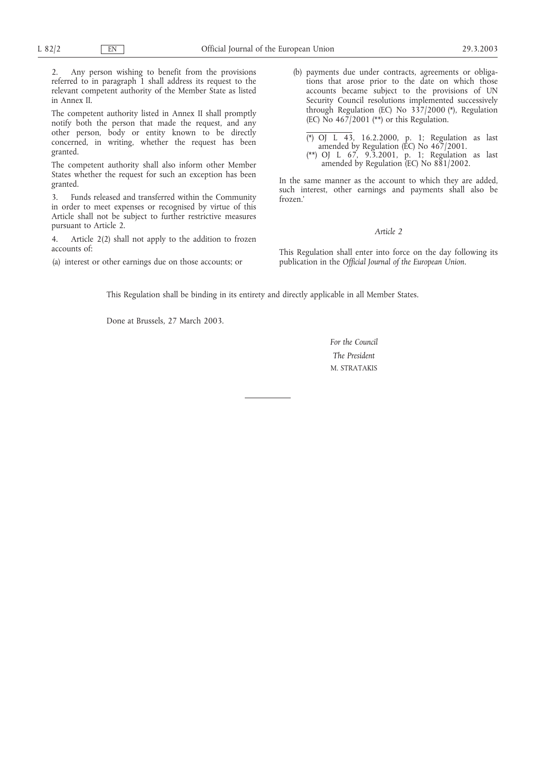2. Any person wishing to benefit from the provisions referred to in paragraph 1 shall address its request to the relevant competent authority of the Member State as listed in Annex II.

The competent authority listed in Annex II shall promptly notify both the person that made the request, and any other person, body or entity known to be directly concerned, in writing, whether the request has been granted.

The competent authority shall also inform other Member States whether the request for such an exception has been granted.

3. Funds released and transferred within the Community in order to meet expenses or recognised by virtue of this Article shall not be subject to further restrictive measures pursuant to Article 2.

4. Article 2(2) shall not apply to the addition to frozen accounts of:

(a) interest or other earnings due on those accounts; or

(b) payments due under contracts, agreements or obligations that arose prior to the date on which those accounts became subject to the provisions of UN Security Council resolutions implemented successively through Regulation (EC) No 337/2000 (*), Regulation (EC) No 467/2001 (**) or this Regulation.

(*) OJ L 43, 16.2.2000, p. 1; Regulation as last amended by Regulation (EC) No 467/2001.
(**) OJ L 67, 9.3.2001, p. 1; Regulation as last amended by Regulation (EC) No 881/2002.

In the same manner as the account to which they are added, such interest, other earnings and payments shall also be frozen.'

*Article 2*

This Regulation shall enter into force on the day following its publication in the *Official Journal of the European Union*.

This Regulation shall be binding in its entirety and directly applicable in all Member States.

Done at Brussels, 27 March 2003.

*For the Council*

*The President*

M. STRATAKIS